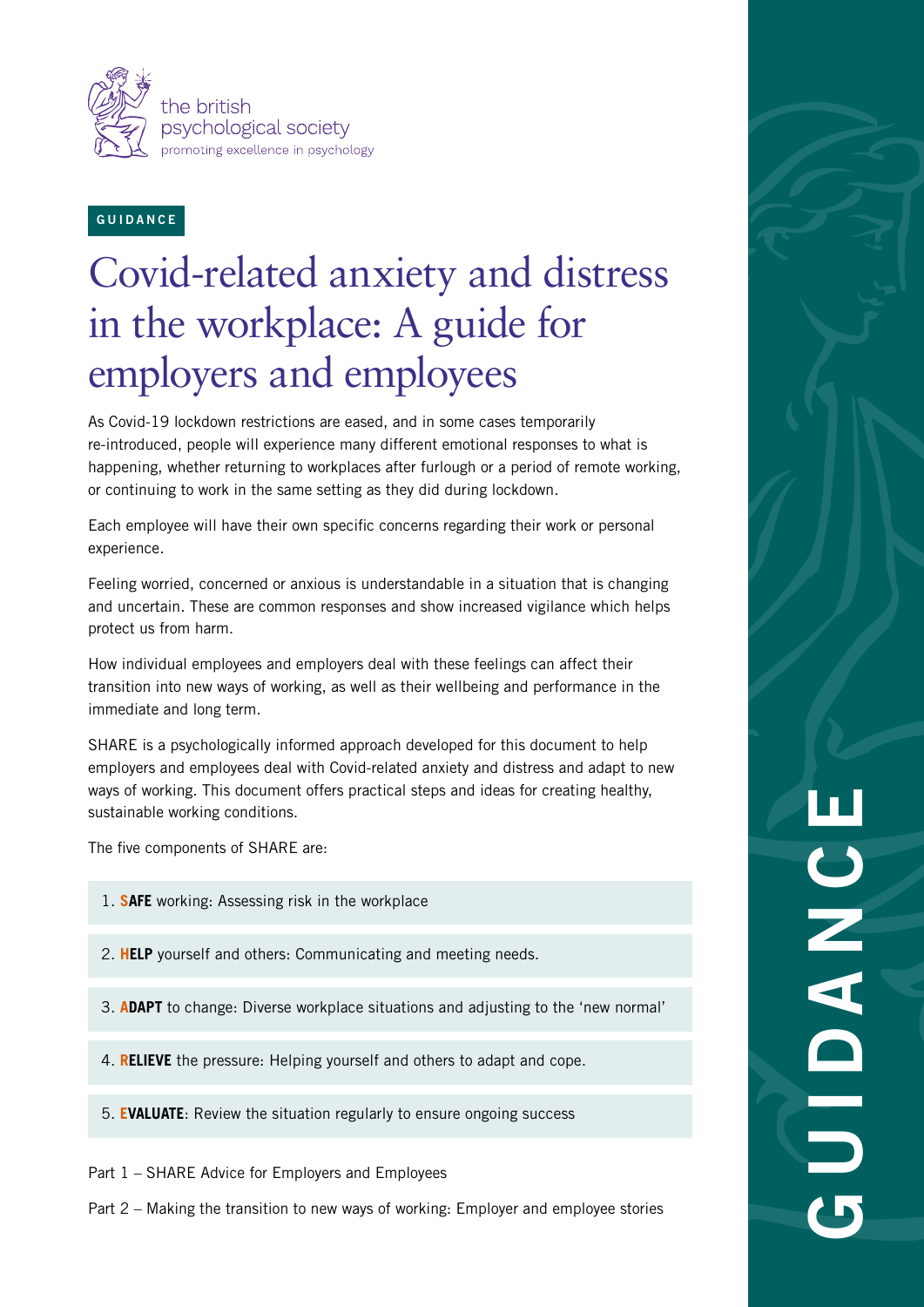the british psychological society
promoting excellence in psychology

GUIDANCE

# Covid-related anxiety and distress in the workplace: A guide for employers and employees

As Covid-19 lockdown restrictions are eased, and in some cases temporarily re-introduced, people will experience many different emotional responses to what is happening, whether returning to workplaces after furlough or a period of remote working, or continuing to work in the same setting as they did during lockdown.

Each employee will have their own specific concerns regarding their work or personal experience.

Feeling worried, concerned or anxious is understandable in a situation that is changing and uncertain. These are common responses and show increased vigilance which helps protect us from harm.

How individual employees and employers deal with these feelings can affect their transition into new ways of working, as well as their wellbeing and performance in the immediate and long term.

SHARE is a psychologically informed approach developed for this document to help employers and employees deal with Covid-related anxiety and distress and adapt to new ways of working. This document offers practical steps and ideas for creating healthy, sustainable working conditions.

The five components of SHARE are:

1. **SAFE** working: Assessing risk in the workplace
2. **HELP** yourself and others: Communicating and meeting needs.
3. **ADAPT** to change: Diverse workplace situations and adjusting to the 'new normal'
4. **RELIEVE** the pressure: Helping yourself and others to adapt and cope.
5. **EVALUATE**: Review the situation regularly to ensure ongoing success

Part 1 – SHARE Advice for Employers and Employees

Part 2 – Making the transition to new ways of working: Employer and employee stories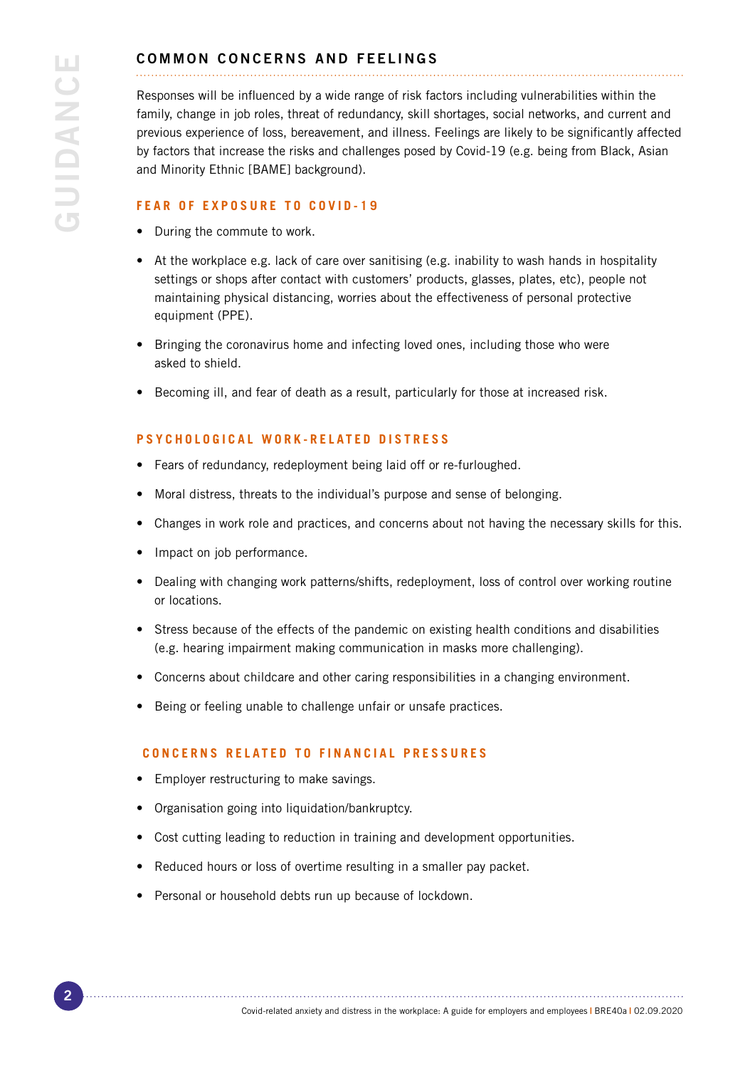## COMMON CONCERNS AND FEELINGS

Responses will be influenced by a wide range of risk factors including vulnerabilities within the family, change in job roles, threat of redundancy, skill shortages, social networks, and current and previous experience of loss, bereavement, and illness. Feelings are likely to be significantly affected by factors that increase the risks and challenges posed by Covid-19 (e.g. being from Black, Asian and Minority Ethnic [BAME] background).

### FEAR OF EXPOSURE TO COVID-19

- During the commute to work.
- At the workplace e.g. lack of care over sanitising (e.g. inability to wash hands in hospitality settings or shops after contact with customers' products, glasses, plates, etc), people not maintaining physical distancing, worries about the effectiveness of personal protective equipment (PPE).
- Bringing the coronavirus home and infecting loved ones, including those who were asked to shield.
- Becoming ill, and fear of death as a result, particularly for those at increased risk.

### PSYCHOLOGICAL WORK-RELATED DISTRESS

- Fears of redundancy, redeployment being laid off or re-furloughed.
- Moral distress, threats to the individual's purpose and sense of belonging.
- Changes in work role and practices, and concerns about not having the necessary skills for this.
- Impact on job performance.
- Dealing with changing work patterns/shifts, redeployment, loss of control over working routine or locations.
- Stress because of the effects of the pandemic on existing health conditions and disabilities (e.g. hearing impairment making communication in masks more challenging).
- Concerns about childcare and other caring responsibilities in a changing environment.
- Being or feeling unable to challenge unfair or unsafe practices.

### CONCERNS RELATED TO FINANCIAL PRESSURES

- Employer restructuring to make savings.
- Organisation going into liquidation/bankruptcy.
- Cost cutting leading to reduction in training and development opportunities.
- Reduced hours or loss of overtime resulting in a smaller pay packet.
- Personal or household debts run up because of lockdown.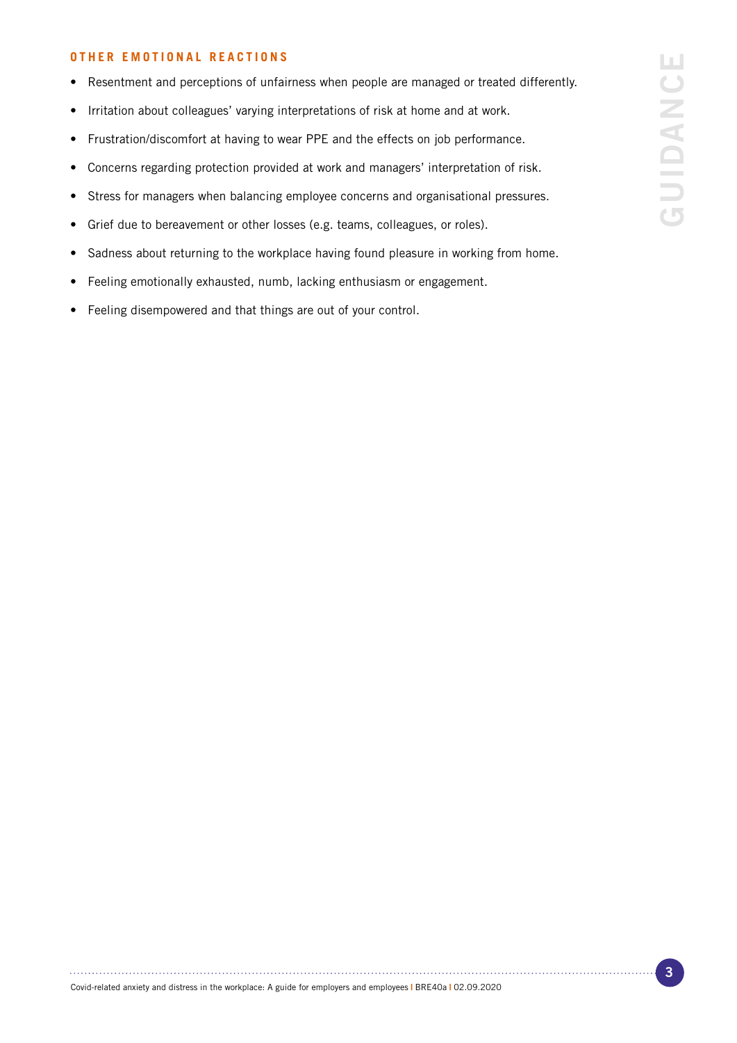### OTHER EMOTIONAL REACTIONS

- Resentment and perceptions of unfairness when people are managed or treated differently.
- Irritation about colleagues' varying interpretations of risk at home and at work.
- Frustration/discomfort at having to wear PPE and the effects on job performance.
- Concerns regarding protection provided at work and managers' interpretation of risk.
- Stress for managers when balancing employee concerns and organisational pressures.
- Grief due to bereavement or other losses (e.g. teams, colleagues, or roles).
- Sadness about returning to the workplace having found pleasure in working from home.
- Feeling emotionally exhausted, numb, lacking enthusiasm or engagement.
- Feeling disempowered and that things are out of your control.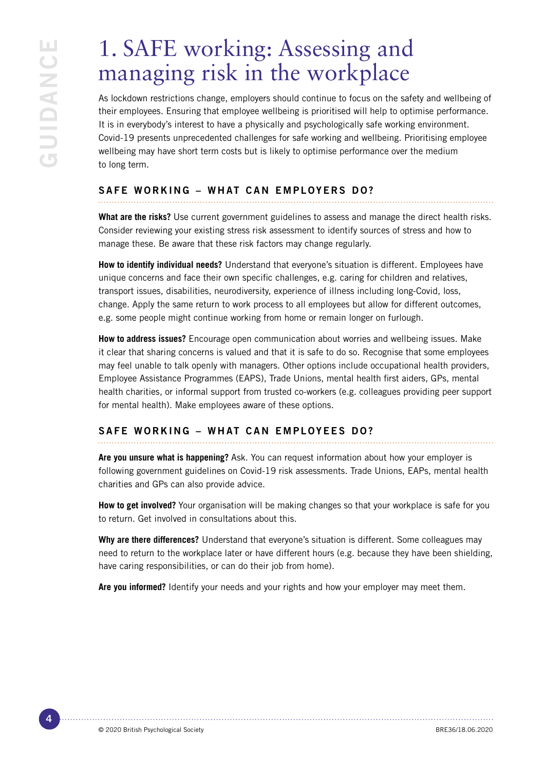# 1. SAFE working: Assessing and managing risk in the workplace

As lockdown restrictions change, employers should continue to focus on the safety and wellbeing of their employees. Ensuring that employee wellbeing is prioritised will help to optimise performance. It is in everybody's interest to have a physically and psychologically safe working environment. Covid-19 presents unprecedented challenges for safe working and wellbeing. Prioritising employee wellbeing may have short term costs but is likely to optimise performance over the medium to long term.

## SAFE WORKING – WHAT CAN EMPLOYERS DO?

**What are the risks?** Use current government guidelines to assess and manage the direct health risks. Consider reviewing your existing stress risk assessment to identify sources of stress and how to manage these. Be aware that these risk factors may change regularly.

**How to identify individual needs?** Understand that everyone's situation is different. Employees have unique concerns and face their own specific challenges, e.g. caring for children and relatives, transport issues, disabilities, neurodiversity, experience of illness including long-Covid, loss, change. Apply the same return to work process to all employees but allow for different outcomes, e.g. some people might continue working from home or remain longer on furlough.

**How to address issues?** Encourage open communication about worries and wellbeing issues. Make it clear that sharing concerns is valued and that it is safe to do so. Recognise that some employees may feel unable to talk openly with managers. Other options include occupational health providers, Employee Assistance Programmes (EAPS), Trade Unions, mental health first aiders, GPs, mental health charities, or informal support from trusted co-workers (e.g. colleagues providing peer support for mental health). Make employees aware of these options.

## SAFE WORKING – WHAT CAN EMPLOYEES DO?

**Are you unsure what is happening?** Ask. You can request information about how your employer is following government guidelines on Covid-19 risk assessments. Trade Unions, EAPs, mental health charities and GPs can also provide advice.

**How to get involved?** Your organisation will be making changes so that your workplace is safe for you to return. Get involved in consultations about this.

**Why are there differences?** Understand that everyone's situation is different. Some colleagues may need to return to the workplace later or have different hours (e.g. because they have been shielding, have caring responsibilities, or can do their job from home).

**Are you informed?** Identify your needs and your rights and how your employer may meet them.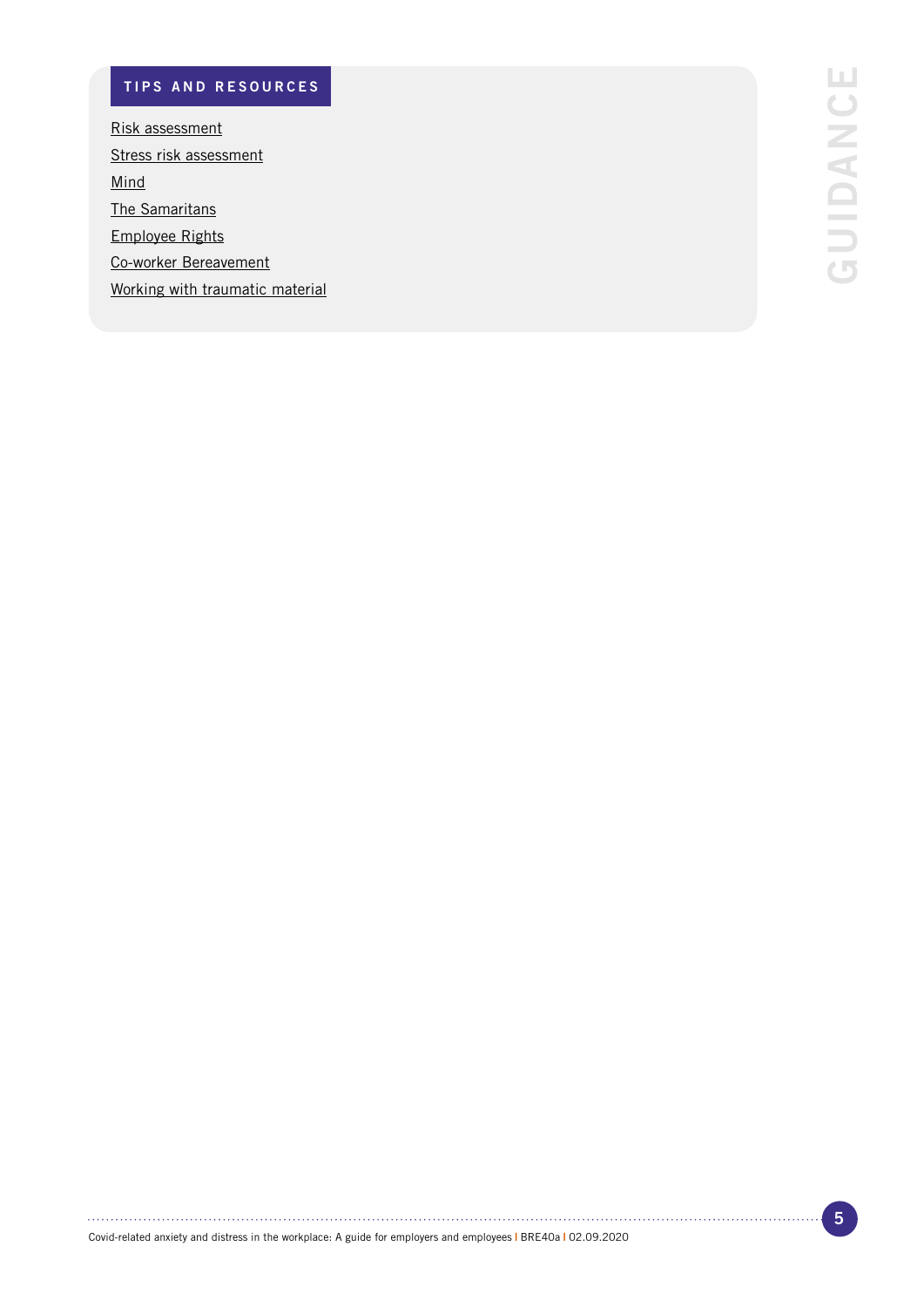## TIPS AND RESOURCES

Risk assessment

Stress risk assessment

Mind

The Samaritans

Employee Rights

Co-worker Bereavement

Working with traumatic material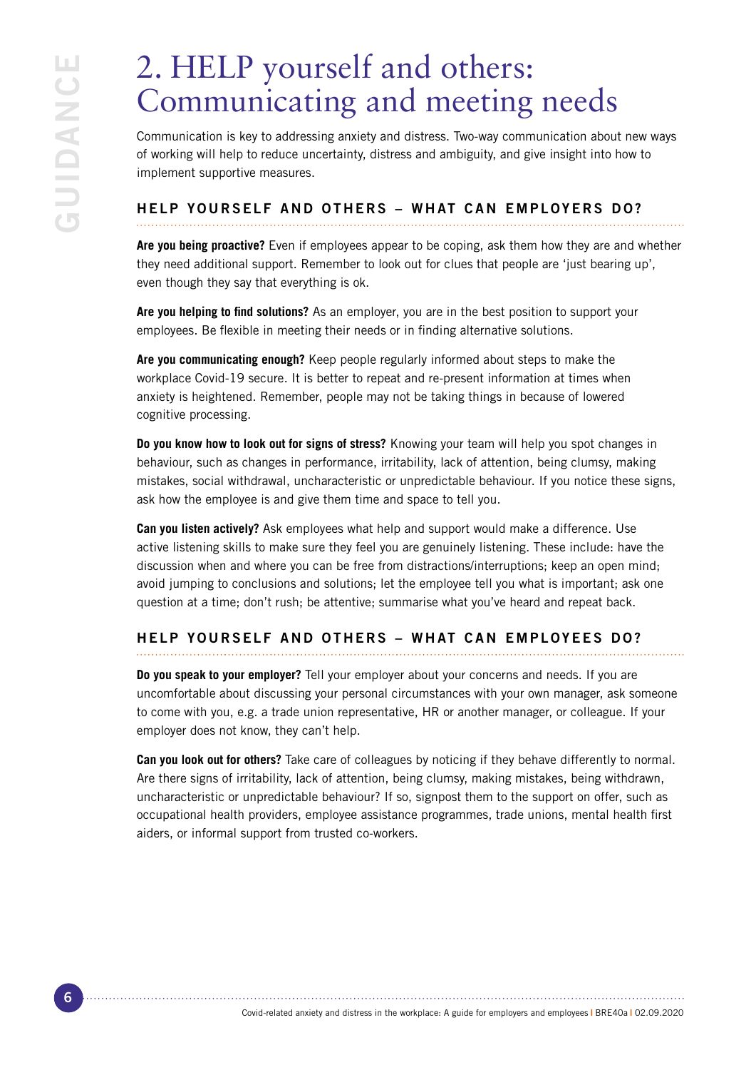# 2. HELP yourself and others: Communicating and meeting needs

Communication is key to addressing anxiety and distress. Two-way communication about new ways of working will help to reduce uncertainty, distress and ambiguity, and give insight into how to implement supportive measures.

## HELP YOURSELF AND OTHERS – WHAT CAN EMPLOYERS DO?

**Are you being proactive?** Even if employees appear to be coping, ask them how they are and whether they need additional support. Remember to look out for clues that people are 'just bearing up', even though they say that everything is ok.

**Are you helping to find solutions?** As an employer, you are in the best position to support your employees. Be flexible in meeting their needs or in finding alternative solutions.

**Are you communicating enough?** Keep people regularly informed about steps to make the workplace Covid-19 secure. It is better to repeat and re-present information at times when anxiety is heightened. Remember, people may not be taking things in because of lowered cognitive processing.

**Do you know how to look out for signs of stress?** Knowing your team will help you spot changes in behaviour, such as changes in performance, irritability, lack of attention, being clumsy, making mistakes, social withdrawal, uncharacteristic or unpredictable behaviour. If you notice these signs, ask how the employee is and give them time and space to tell you.

**Can you listen actively?** Ask employees what help and support would make a difference. Use active listening skills to make sure they feel you are genuinely listening. These include: have the discussion when and where you can be free from distractions/interruptions; keep an open mind; avoid jumping to conclusions and solutions; let the employee tell you what is important; ask one question at a time; don't rush; be attentive; summarise what you've heard and repeat back.

## HELP YOURSELF AND OTHERS – WHAT CAN EMPLOYEES DO?

**Do you speak to your employer?** Tell your employer about your concerns and needs. If you are uncomfortable about discussing your personal circumstances with your own manager, ask someone to come with you, e.g. a trade union representative, HR or another manager, or colleague. If your employer does not know, they can't help.

**Can you look out for others?** Take care of colleagues by noticing if they behave differently to normal. Are there signs of irritability, lack of attention, being clumsy, making mistakes, being withdrawn, uncharacteristic or unpredictable behaviour? If so, signpost them to the support on offer, such as occupational health providers, employee assistance programmes, trade unions, mental health first aiders, or informal support from trusted co-workers.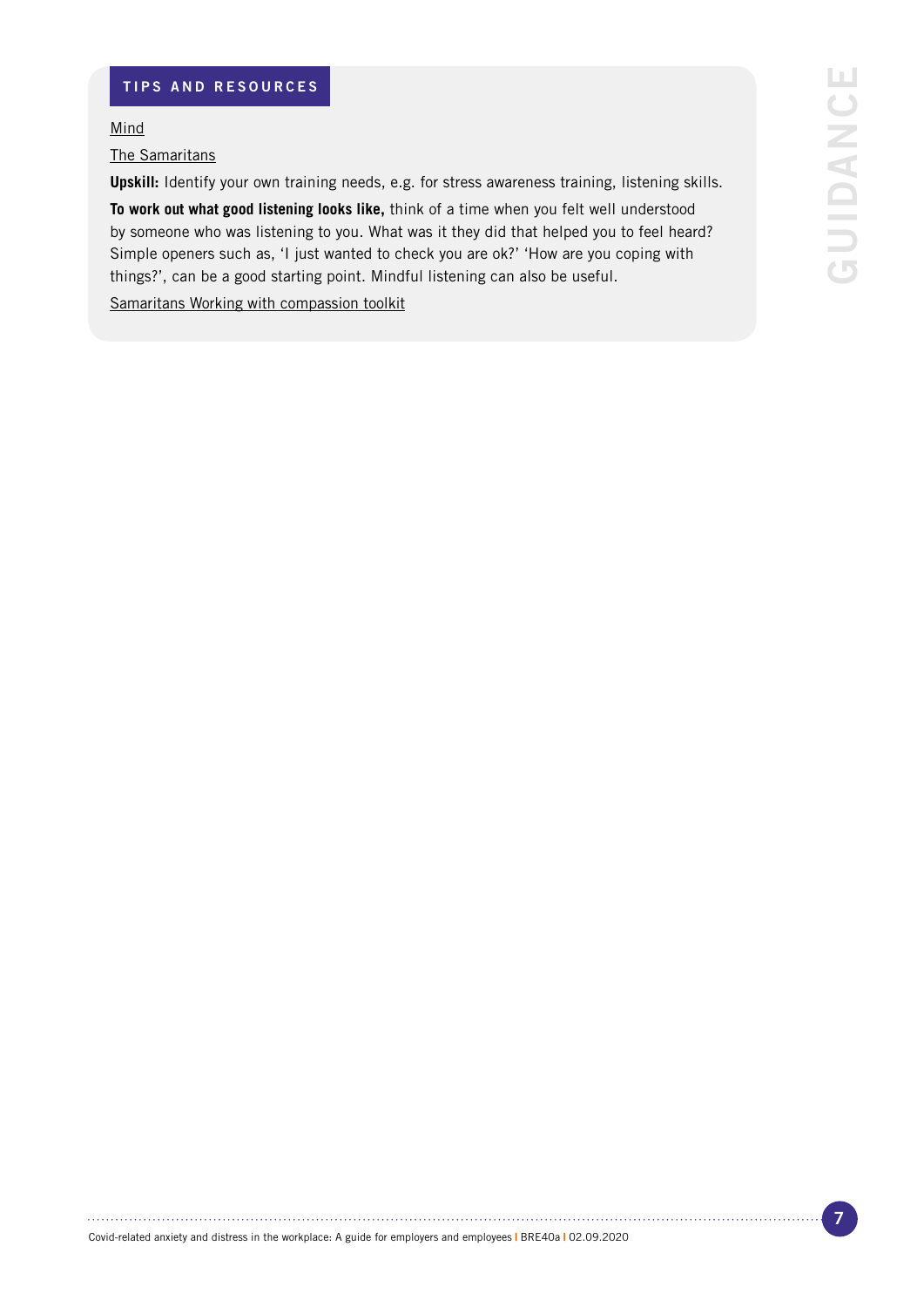#### TIPS AND RESOURCES

Mind

The Samaritans

**Upskill:** Identify your own training needs, e.g. for stress awareness training, listening skills.

**To work out what good listening looks like,** think of a time when you felt well understood by someone who was listening to you. What was it they did that helped you to feel heard? Simple openers such as, 'I just wanted to check you are ok?' 'How are you coping with things?', can be a good starting point. Mindful listening can also be useful.

Samaritans Working with compassion toolkit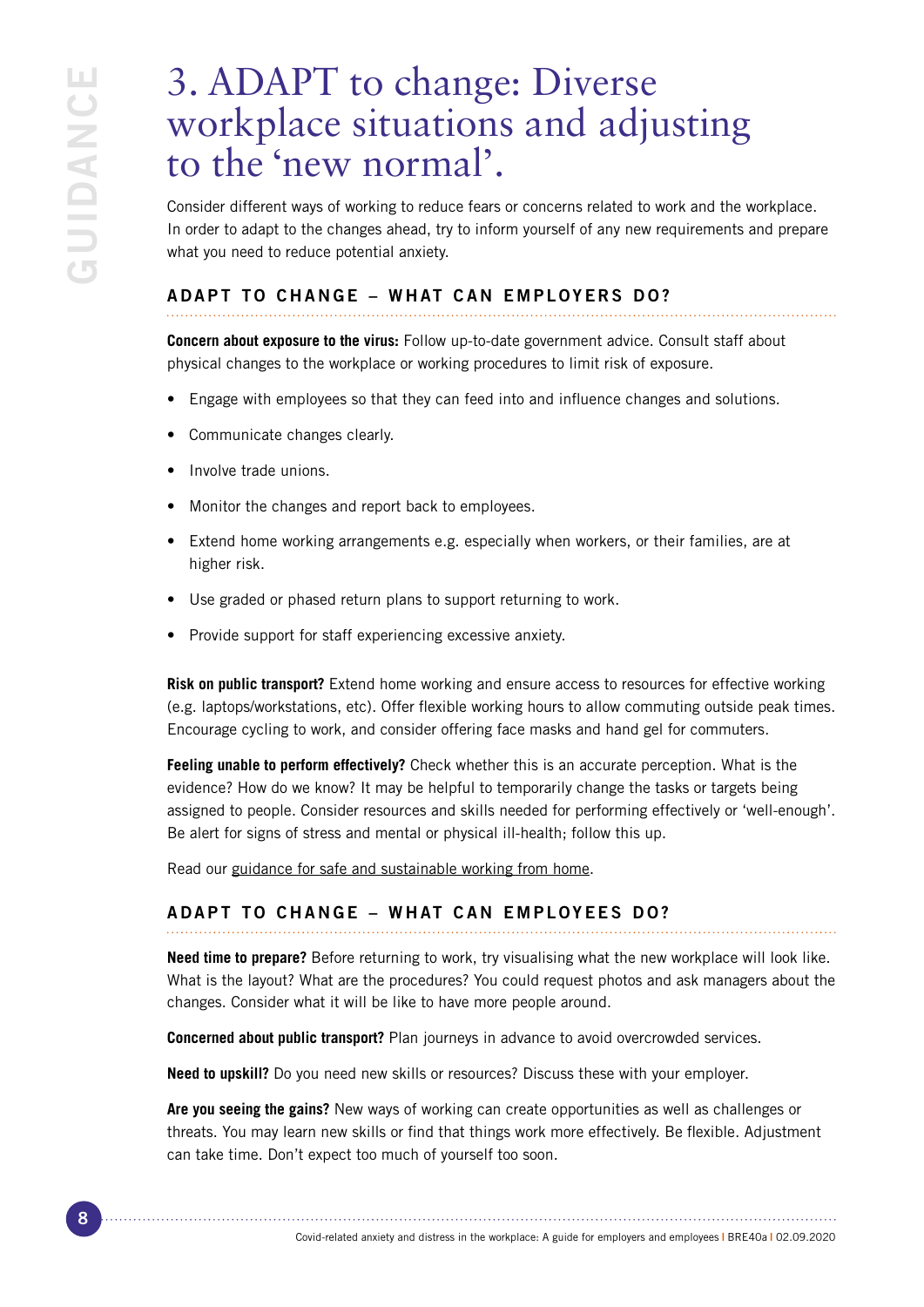# 3. ADAPT to change: Diverse workplace situations and adjusting to the 'new normal'.

Consider different ways of working to reduce fears or concerns related to work and the workplace. In order to adapt to the changes ahead, try to inform yourself of any new requirements and prepare what you need to reduce potential anxiety.

## ADAPT TO CHANGE – WHAT CAN EMPLOYERS DO?

**Concern about exposure to the virus:** Follow up-to-date government advice. Consult staff about physical changes to the workplace or working procedures to limit risk of exposure.

- Engage with employees so that they can feed into and influence changes and solutions.
- Communicate changes clearly.
- Involve trade unions.
- Monitor the changes and report back to employees.
- Extend home working arrangements e.g. especially when workers, or their families, are at higher risk.
- Use graded or phased return plans to support returning to work.
- Provide support for staff experiencing excessive anxiety.

**Risk on public transport?** Extend home working and ensure access to resources for effective working (e.g. laptops/workstations, etc). Offer flexible working hours to allow commuting outside peak times. Encourage cycling to work, and consider offering face masks and hand gel for commuters.

**Feeling unable to perform effectively?** Check whether this is an accurate perception. What is the evidence? How do we know? It may be helpful to temporarily change the tasks or targets being assigned to people. Consider resources and skills needed for performing effectively or 'well-enough'. Be alert for signs of stress and mental or physical ill-health; follow this up.

Read our guidance for safe and sustainable working from home.

## ADAPT TO CHANGE – WHAT CAN EMPLOYEES DO?

**Need time to prepare?** Before returning to work, try visualising what the new workplace will look like. What is the layout? What are the procedures? You could request photos and ask managers about the changes. Consider what it will be like to have more people around.

**Concerned about public transport?** Plan journeys in advance to avoid overcrowded services.

**Need to upskill?** Do you need new skills or resources? Discuss these with your employer.

**Are you seeing the gains?** New ways of working can create opportunities as well as challenges or threats. You may learn new skills or find that things work more effectively. Be flexible. Adjustment can take time. Don't expect too much of yourself too soon.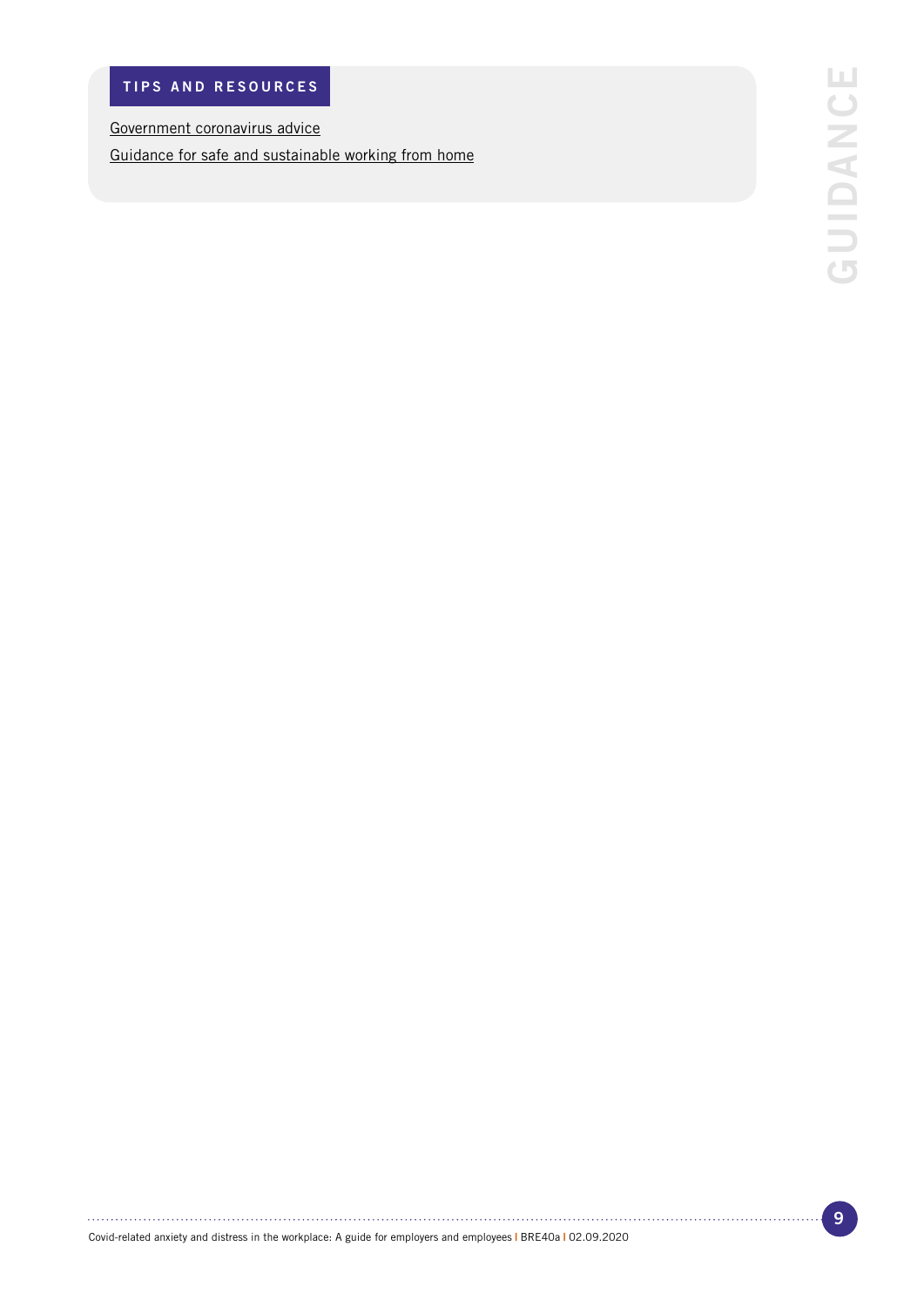### TIPS AND RESOURCES

Government coronavirus advice

Guidance for safe and sustainable working from home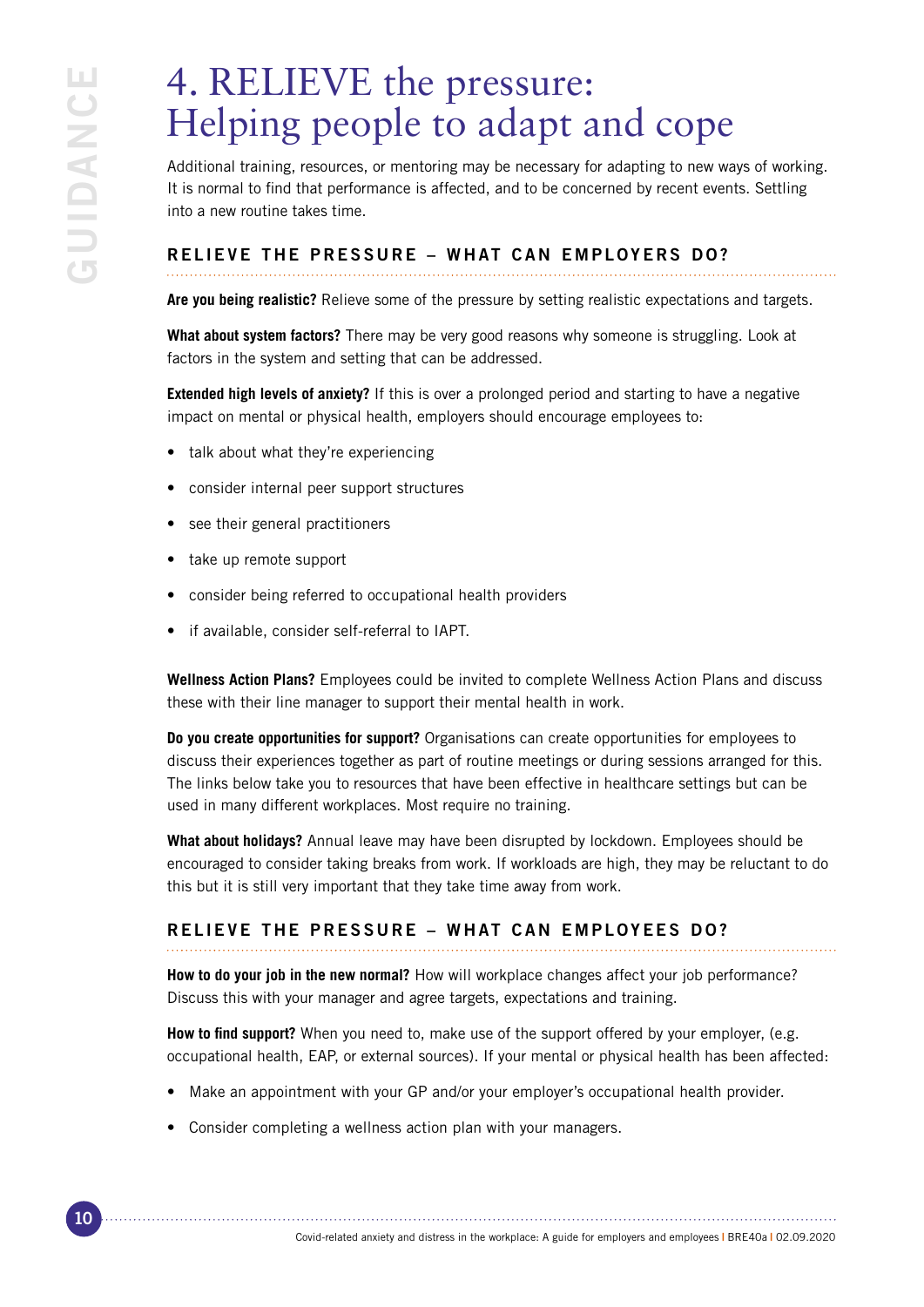# 4. RELIEVE the pressure: Helping people to adapt and cope

Additional training, resources, or mentoring may be necessary for adapting to new ways of working. It is normal to find that performance is affected, and to be concerned by recent events. Settling into a new routine takes time.

## RELIEVE THE PRESSURE – WHAT CAN EMPLOYERS DO?

**Are you being realistic?** Relieve some of the pressure by setting realistic expectations and targets.

**What about system factors?** There may be very good reasons why someone is struggling. Look at factors in the system and setting that can be addressed.

**Extended high levels of anxiety?** If this is over a prolonged period and starting to have a negative impact on mental or physical health, employers should encourage employees to:

- talk about what they're experiencing
- consider internal peer support structures
- see their general practitioners
- take up remote support
- consider being referred to occupational health providers
- if available, consider self-referral to IAPT.

**Wellness Action Plans?** Employees could be invited to complete Wellness Action Plans and discuss these with their line manager to support their mental health in work.

**Do you create opportunities for support?** Organisations can create opportunities for employees to discuss their experiences together as part of routine meetings or during sessions arranged for this. The links below take you to resources that have been effective in healthcare settings but can be used in many different workplaces. Most require no training.

**What about holidays?** Annual leave may have been disrupted by lockdown. Employees should be encouraged to consider taking breaks from work. If workloads are high, they may be reluctant to do this but it is still very important that they take time away from work.

## RELIEVE THE PRESSURE – WHAT CAN EMPLOYEES DO?

**How to do your job in the new normal?** How will workplace changes affect your job performance? Discuss this with your manager and agree targets, expectations and training.

**How to find support?** When you need to, make use of the support offered by your employer, (e.g. occupational health, EAP, or external sources). If your mental or physical health has been affected:

- Make an appointment with your GP and/or your employer's occupational health provider.
- Consider completing a wellness action plan with your managers.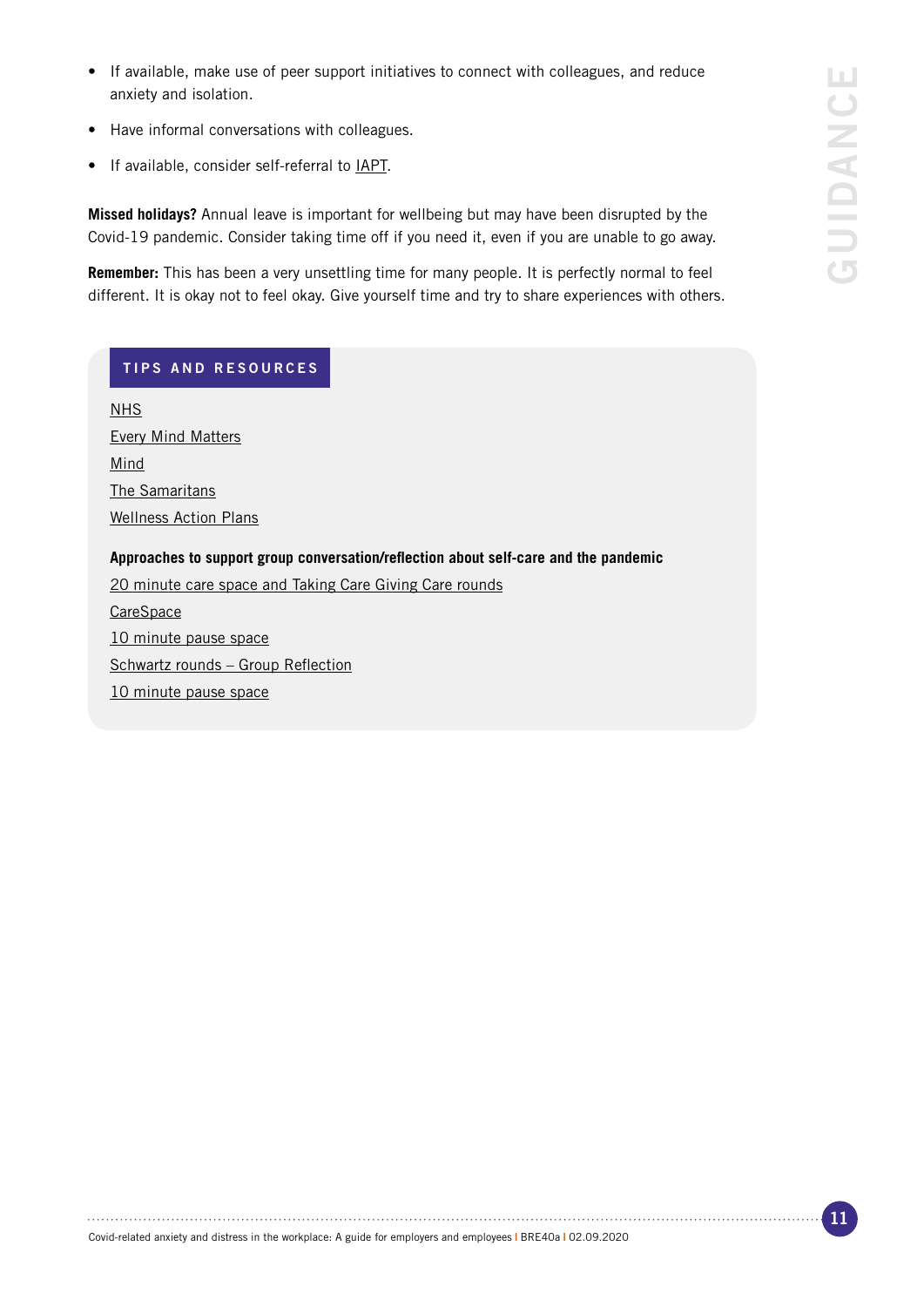- If available, make use of peer support initiatives to connect with colleagues, and reduce anxiety and isolation.
- Have informal conversations with colleagues.
- If available, consider self-referral to IAPT.

**Missed holidays?** Annual leave is important for wellbeing but may have been disrupted by the Covid-19 pandemic. Consider taking time off if you need it, even if you are unable to go away.

**Remember:** This has been a very unsettling time for many people. It is perfectly normal to feel different. It is okay not to feel okay. Give yourself time and try to share experiences with others.

## TIPS AND RESOURCES

NHS

Every Mind Matters

Mind

The Samaritans

Wellness Action Plans

**Approaches to support group conversation/reflection about self-care and the pandemic**

20 minute care space and Taking Care Giving Care rounds

CareSpace

10 minute pause space

Schwartz rounds – Group Reflection

10 minute pause space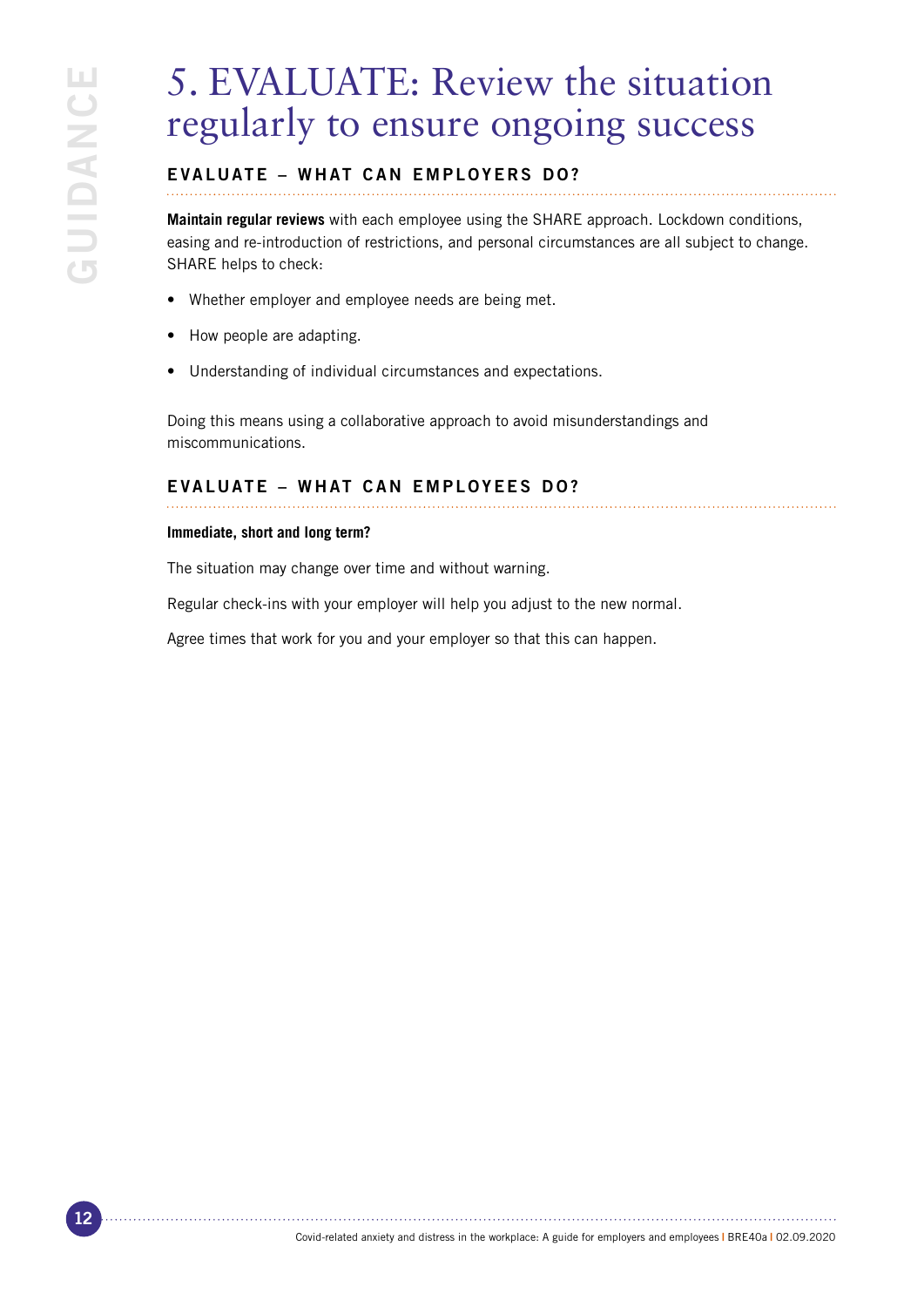# 5. EVALUATE: Review the situation regularly to ensure ongoing success

## EVALUATE – WHAT CAN EMPLOYERS DO?

**Maintain regular reviews** with each employee using the SHARE approach. Lockdown conditions, easing and re-introduction of restrictions, and personal circumstances are all subject to change. SHARE helps to check:

- Whether employer and employee needs are being met.
- How people are adapting.
- Understanding of individual circumstances and expectations.

Doing this means using a collaborative approach to avoid misunderstandings and miscommunications.

## EVALUATE – WHAT CAN EMPLOYEES DO?

**Immediate, short and long term?**

The situation may change over time and without warning.

Regular check-ins with your employer will help you adjust to the new normal.

Agree times that work for you and your employer so that this can happen.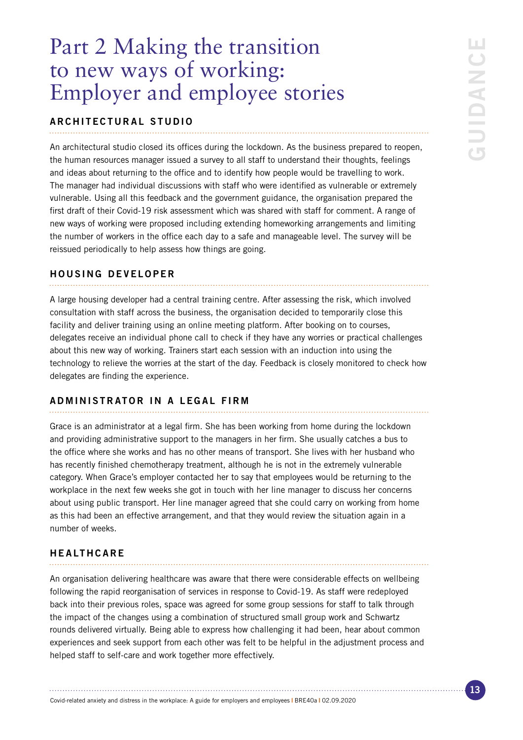# Part 2 Making the transition to new ways of working: Employer and employee stories

## ARCHITECTURAL STUDIO

An architectural studio closed its offices during the lockdown. As the business prepared to reopen, the human resources manager issued a survey to all staff to understand their thoughts, feelings and ideas about returning to the office and to identify how people would be travelling to work. The manager had individual discussions with staff who were identified as vulnerable or extremely vulnerable. Using all this feedback and the government guidance, the organisation prepared the first draft of their Covid-19 risk assessment which was shared with staff for comment. A range of new ways of working were proposed including extending homeworking arrangements and limiting the number of workers in the office each day to a safe and manageable level. The survey will be reissued periodically to help assess how things are going.

## HOUSING DEVELOPER

A large housing developer had a central training centre. After assessing the risk, which involved consultation with staff across the business, the organisation decided to temporarily close this facility and deliver training using an online meeting platform. After booking on to courses, delegates receive an individual phone call to check if they have any worries or practical challenges about this new way of working. Trainers start each session with an induction into using the technology to relieve the worries at the start of the day. Feedback is closely monitored to check how delegates are finding the experience.

## ADMINISTRATOR IN A LEGAL FIRM

Grace is an administrator at a legal firm. She has been working from home during the lockdown and providing administrative support to the managers in her firm. She usually catches a bus to the office where she works and has no other means of transport. She lives with her husband who has recently finished chemotherapy treatment, although he is not in the extremely vulnerable category. When Grace's employer contacted her to say that employees would be returning to the workplace in the next few weeks she got in touch with her line manager to discuss her concerns about using public transport. Her line manager agreed that she could carry on working from home as this had been an effective arrangement, and that they would review the situation again in a number of weeks.

## HEALTHCARE

An organisation delivering healthcare was aware that there were considerable effects on wellbeing following the rapid reorganisation of services in response to Covid-19. As staff were redeployed back into their previous roles, space was agreed for some group sessions for staff to talk through the impact of the changes using a combination of structured small group work and Schwartz rounds delivered virtually. Being able to express how challenging it had been, hear about common experiences and seek support from each other was felt to be helpful in the adjustment process and helped staff to self-care and work together more effectively.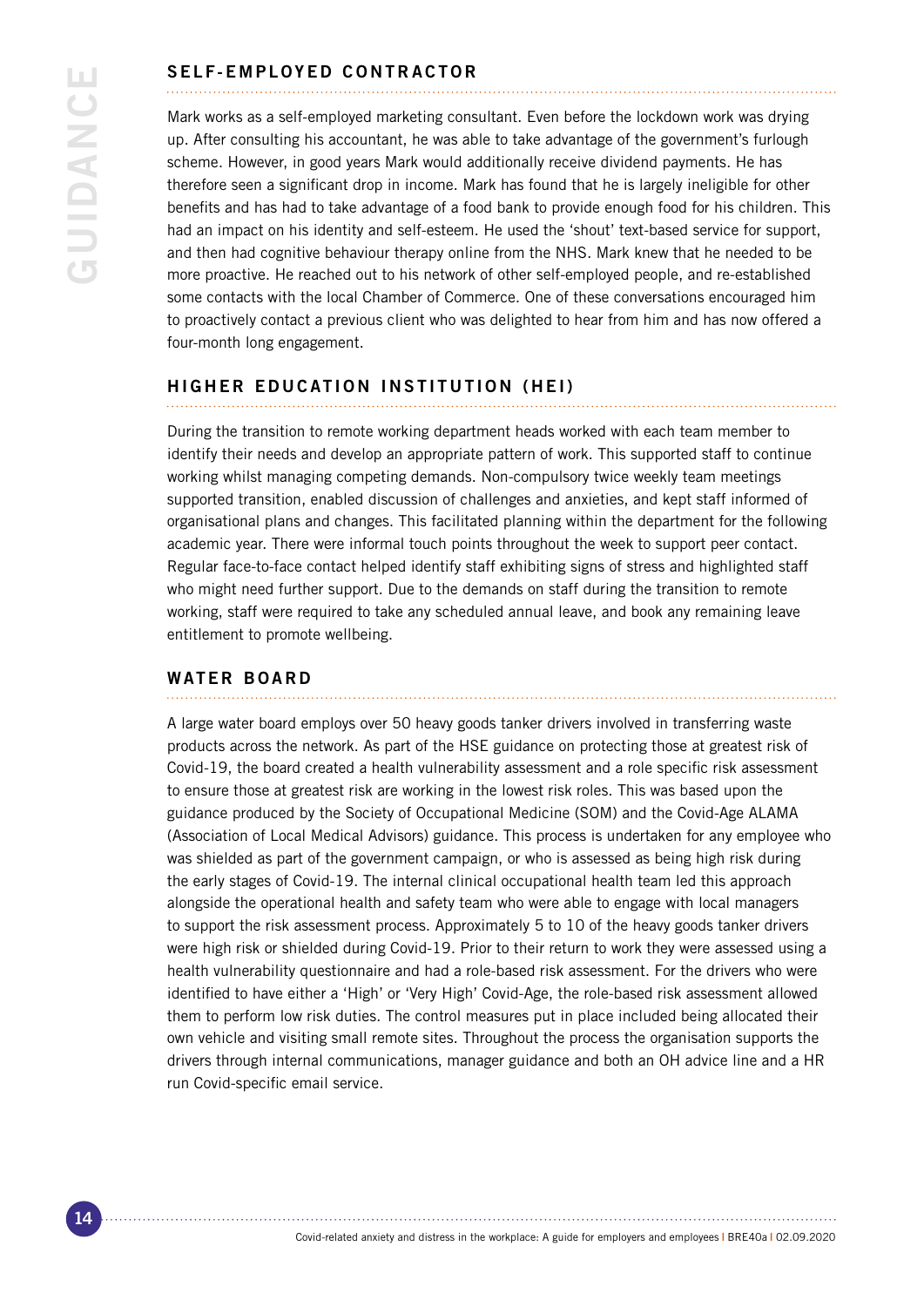## SELF-EMPLOYED CONTRACTOR

Mark works as a self-employed marketing consultant. Even before the lockdown work was drying up. After consulting his accountant, he was able to take advantage of the government's furlough scheme. However, in good years Mark would additionally receive dividend payments. He has therefore seen a significant drop in income. Mark has found that he is largely ineligible for other benefits and has had to take advantage of a food bank to provide enough food for his children. This had an impact on his identity and self-esteem. He used the 'shout' text-based service for support, and then had cognitive behaviour therapy online from the NHS. Mark knew that he needed to be more proactive. He reached out to his network of other self-employed people, and re-established some contacts with the local Chamber of Commerce. One of these conversations encouraged him to proactively contact a previous client who was delighted to hear from him and has now offered a four-month long engagement.

## HIGHER EDUCATION INSTITUTION (HEI)

During the transition to remote working department heads worked with each team member to identify their needs and develop an appropriate pattern of work. This supported staff to continue working whilst managing competing demands. Non-compulsory twice weekly team meetings supported transition, enabled discussion of challenges and anxieties, and kept staff informed of organisational plans and changes. This facilitated planning within the department for the following academic year. There were informal touch points throughout the week to support peer contact. Regular face-to-face contact helped identify staff exhibiting signs of stress and highlighted staff who might need further support. Due to the demands on staff during the transition to remote working, staff were required to take any scheduled annual leave, and book any remaining leave entitlement to promote wellbeing.

## WATER BOARD

A large water board employs over 50 heavy goods tanker drivers involved in transferring waste products across the network. As part of the HSE guidance on protecting those at greatest risk of Covid-19, the board created a health vulnerability assessment and a role specific risk assessment to ensure those at greatest risk are working in the lowest risk roles. This was based upon the guidance produced by the Society of Occupational Medicine (SOM) and the Covid-Age ALAMA (Association of Local Medical Advisors) guidance. This process is undertaken for any employee who was shielded as part of the government campaign, or who is assessed as being high risk during the early stages of Covid-19. The internal clinical occupational health team led this approach alongside the operational health and safety team who were able to engage with local managers to support the risk assessment process. Approximately 5 to 10 of the heavy goods tanker drivers were high risk or shielded during Covid-19. Prior to their return to work they were assessed using a health vulnerability questionnaire and had a role-based risk assessment. For the drivers who were identified to have either a 'High' or 'Very High' Covid-Age, the role-based risk assessment allowed them to perform low risk duties. The control measures put in place included being allocated their own vehicle and visiting small remote sites. Throughout the process the organisation supports the drivers through internal communications, manager guidance and both an OH advice line and a HR run Covid-specific email service.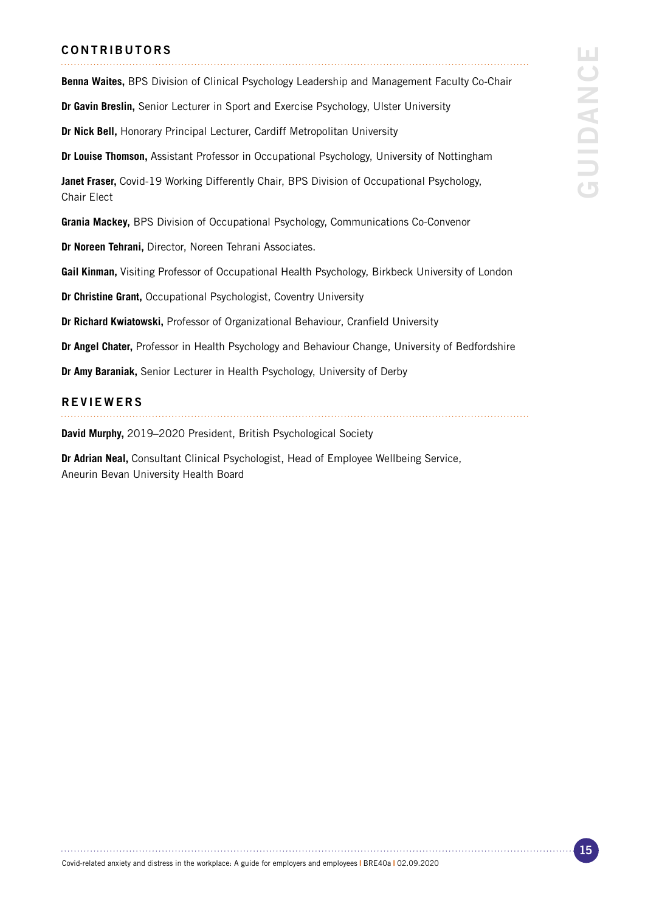## CONTRIBUTORS

**Benna Waites,** BPS Division of Clinical Psychology Leadership and Management Faculty Co-Chair

**Dr Gavin Breslin,** Senior Lecturer in Sport and Exercise Psychology, Ulster University

**Dr Nick Bell,** Honorary Principal Lecturer, Cardiff Metropolitan University

**Dr Louise Thomson,** Assistant Professor in Occupational Psychology, University of Nottingham

**Janet Fraser,** Covid-19 Working Differently Chair, BPS Division of Occupational Psychology, Chair Elect

**Grania Mackey,** BPS Division of Occupational Psychology, Communications Co-Convenor

**Dr Noreen Tehrani,** Director, Noreen Tehrani Associates.

**Gail Kinman,** Visiting Professor of Occupational Health Psychology, Birkbeck University of London

**Dr Christine Grant,** Occupational Psychologist, Coventry University

**Dr Richard Kwiatowski,** Professor of Organizational Behaviour, Cranfield University

**Dr Angel Chater,** Professor in Health Psychology and Behaviour Change, University of Bedfordshire

**Dr Amy Baraniak,** Senior Lecturer in Health Psychology, University of Derby

## REVIEWERS

**David Murphy,** 2019–2020 President, British Psychological Society

**Dr Adrian Neal,** Consultant Clinical Psychologist, Head of Employee Wellbeing Service, Aneurin Bevan University Health Board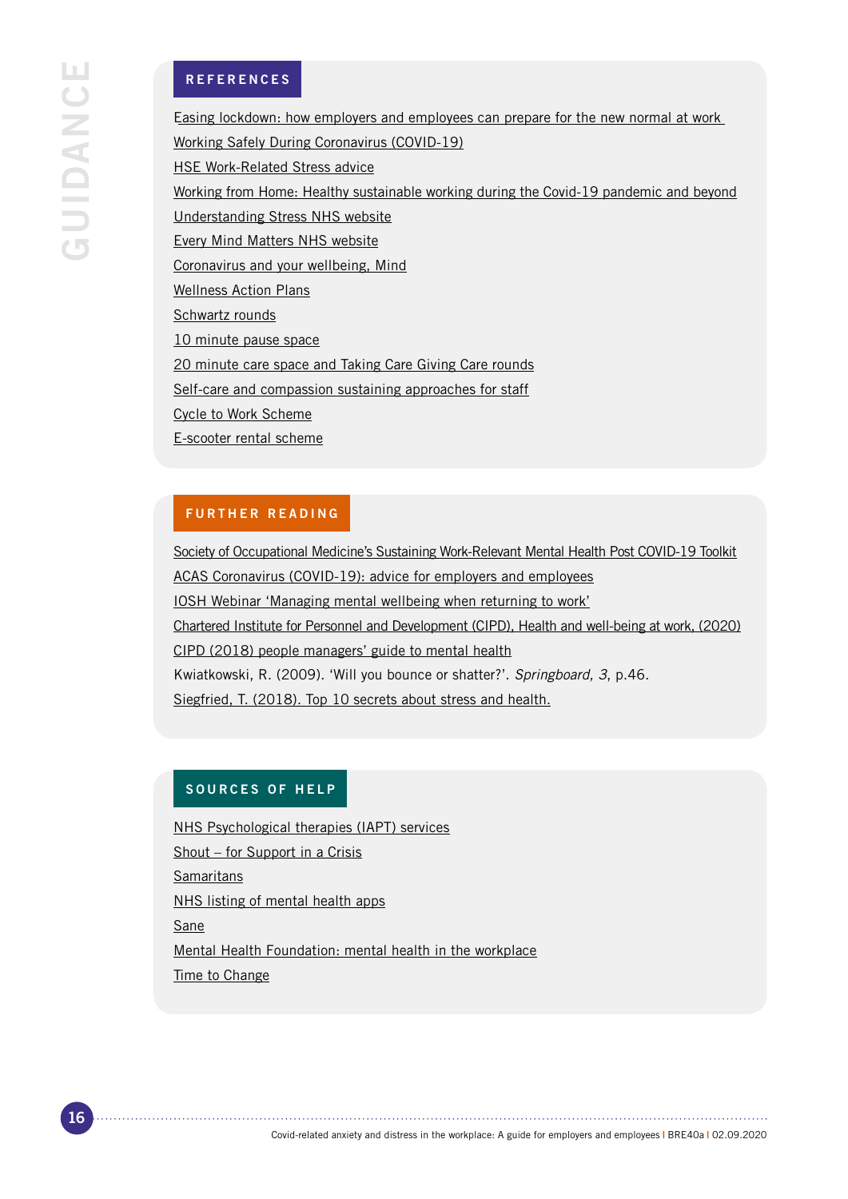## REFERENCES

Easing lockdown: how employers and employees can prepare for the new normal at work

Working Safely During Coronavirus (COVID-19)

HSE Work-Related Stress advice

Working from Home: Healthy sustainable working during the Covid-19 pandemic and beyond

Understanding Stress NHS website

Every Mind Matters NHS website

Coronavirus and your wellbeing, Mind

Wellness Action Plans

Schwartz rounds

10 minute pause space

20 minute care space and Taking Care Giving Care rounds

Self-care and compassion sustaining approaches for staff

Cycle to Work Scheme

E-scooter rental scheme

## FURTHER READING

Society of Occupational Medicine's Sustaining Work-Relevant Mental Health Post COVID-19 Toolkit

ACAS Coronavirus (COVID-19): advice for employers and employees

IOSH Webinar 'Managing mental wellbeing when returning to work'

Chartered Institute for Personnel and Development (CIPD), Health and well-being at work, (2020)

CIPD (2018) people managers' guide to mental health

Kwiatkowski, R. (2009). 'Will you bounce or shatter?'. *Springboard, 3*, p.46.

Siegfried, T. (2018). Top 10 secrets about stress and health.

## SOURCES OF HELP

NHS Psychological therapies (IAPT) services

Shout – for Support in a Crisis

Samaritans

NHS listing of mental health apps

Sane

Mental Health Foundation: mental health in the workplace

Time to Change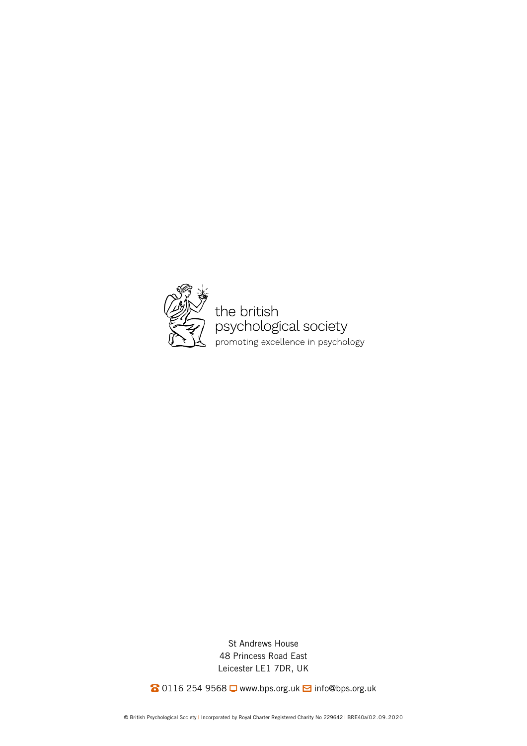the british psychological society

promoting excellence in psychology

St Andrews House
48 Princess Road East
Leicester LE1 7DR, UK

0116 254 9568 www.bps.org.uk info@bps.org.uk

© British Psychological Society | Incorporated by Royal Charter Registered Charity No 229642 | BRE40a/02.09.2020